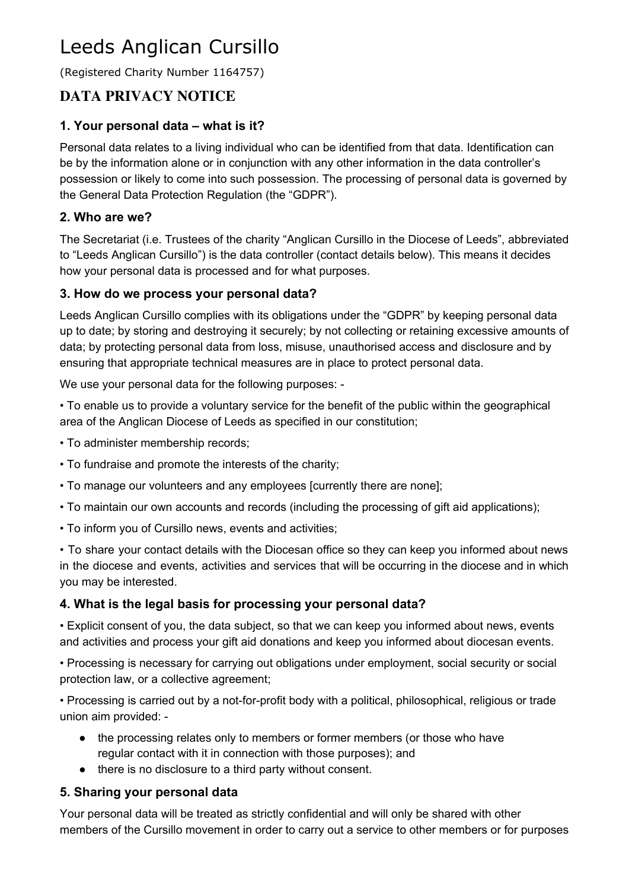#  Leeds Anglican Cursillo

(Registered Charity Number 1164757)

## DATA PRIVACY NOTICE

### 1. Your personal data – what is it?

Personal data relates to a living individual who can be identified from that data. Identification can be by the information alone or in conjunction with any other information in the data controller's possession or likely to come into such possession. The processing of personal data is governed by the General Data Protection Regulation (the "GDPR").

### 2. Who are we?

The Secretariat (i.e. Trustees of the charity "Anglican Cursillo in the Diocese of Leeds", abbreviated to "Leeds Anglican Cursillo") is the data controller (contact details below). This means it decides how your personal data is processed and for what purposes.

### 3. How do we process your personal data?

Leeds Anglican Cursillo complies with its obligations under the "GDPR" by keeping personal data up to date; by storing and destroying it securely; by not collecting or retaining excessive amounts of data; by protecting personal data from loss, misuse, unauthorised access and disclosure and by ensuring that appropriate technical measures are in place to protect personal data.

We use your personal data for the following purposes: -

• To enable us to provide a voluntary service for the benefit of the public within the geographical area of the Anglican Diocese of Leeds as specified in our constitution;

• To administer membership records;

• To fundraise and promote the interests of the charity;

• To manage our volunteers and any employees [currently there are none];

• To maintain our own accounts and records (including the processing of gift aid applications);

• To inform you of Cursillo news, events and activities;

• To share your contact details with the Diocesan office so they can keep you informed about news in the diocese and events, activities and services that will be occurring in the diocese and in which you may be interested.

### 4. What is the legal basis for processing your personal data?

• Explicit consent of you, the data subject, so that we can keep you informed about news, events and activities and process your gift aid donations and keep you informed about diocesan events.

• Processing is necessary for carrying out obligations under employment, social security or social protection law, or a collective agreement;

• Processing is carried out by a not-for-profit body with a political, philosophical, religious or trade union aim provided: -

- the processing relates only to members or former members (or those who have regular contact with it in connection with those purposes); and
- there is no disclosure to a third party without consent.

### 5. Sharing your personal data

Your personal data will be treated as strictly confidential and will only be shared with other members of the Cursillo movement in order to carry out a service to other members or for purposes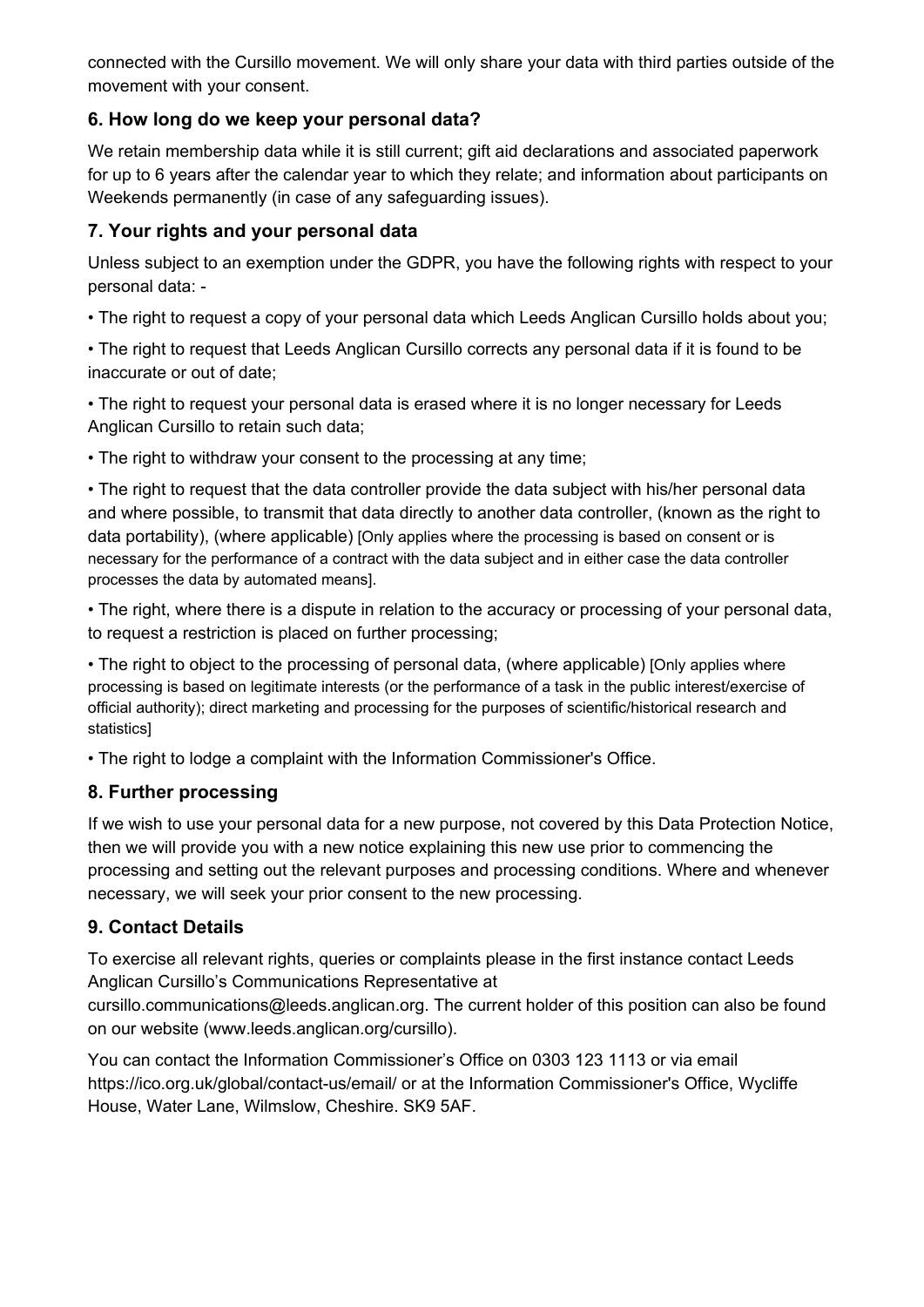connected with the Cursillo movement. We will only share your data with third parties outside of the movement with your consent.

### 6. How long do we keep your personal data?

We retain membership data while it is still current; gift aid declarations and associated paperwork for up to 6 years after the calendar year to which they relate; and information about participants on Weekends permanently (in case of any safeguarding issues).

### 7. Your rights and your personal data

Unless subject to an exemption under the GDPR, you have the following rights with respect to your personal data: -

• The right to request a copy of your personal data which Leeds Anglican Cursillo holds about you;

• The right to request that Leeds Anglican Cursillo corrects any personal data if it is found to be inaccurate or out of date;

• The right to request your personal data is erased where it is no longer necessary for Leeds Anglican Cursillo to retain such data;

• The right to withdraw your consent to the processing at any time;

• The right to request that the data controller provide the data subject with his/her personal data and where possible, to transmit that data directly to another data controller, (known as the right to data portability), (where applicable) [Only applies where the processing is based on consent or is necessary for the performance of a contract with the data subject and in either case the data controller processes the data by automated means].

• The right, where there is a dispute in relation to the accuracy or processing of your personal data, to request a restriction is placed on further processing;

• The right to object to the processing of personal data, (where applicable) [Only applies where processing is based on legitimate interests (or the performance of a task in the public interest/exercise of official authority); direct marketing and processing for the purposes of scientific/historical research and statistics]

• The right to lodge a complaint with the Information Commissioner's Office.

### 8. Further processing

If we wish to use your personal data for a new purpose, not covered by this Data Protection Notice, then we will provide you with a new notice explaining this new use prior to commencing the processing and setting out the relevant purposes and processing conditions. Where and whenever necessary, we will seek your prior consent to the new processing.

### 9. Contact Details

To exercise all relevant rights, queries or complaints please in the first instance contact Leeds Anglican Cursillo's Communications Representative at cursillo.communications@leeds.anglican.org. The current holder of this position can also be found on our website (www.leeds.anglican.org/cursillo).

You can contact the Information Commissioner's Office on 0303 123 1113 or via email https://ico.org.uk/global/contact-us/email/ or at the Information Commissioner's Office, Wycliffe House, Water Lane, Wilmslow, Cheshire. SK9 5AF.